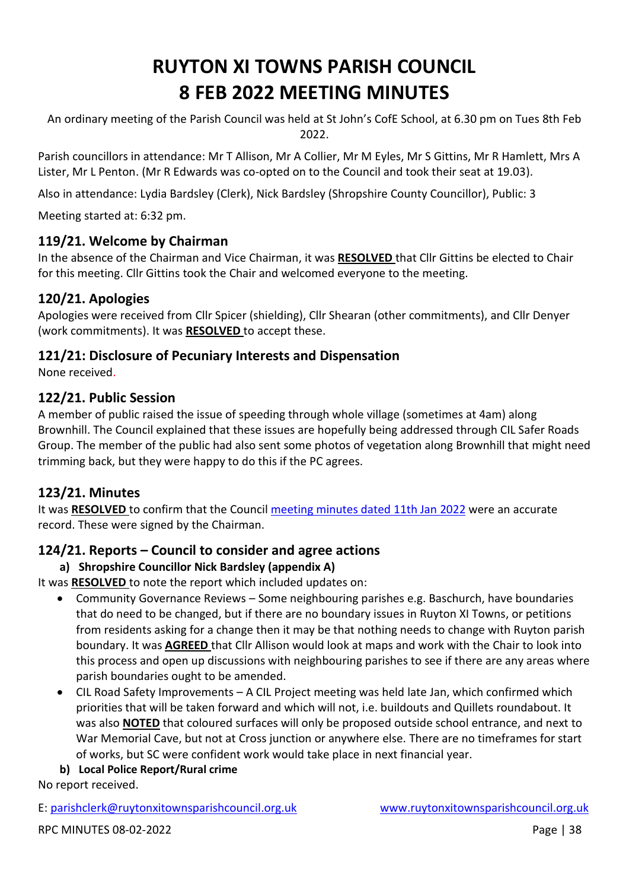# RUYTON XI TOWNS PARISH COUNCIL
# 8 FEB 2022 MEETING MINUTES

An ordinary meeting of the Parish Council was held at St John's CofE School, at 6.30 pm on Tues 8th Feb 2022.

Parish councillors in attendance: Mr T Allison, Mr A Collier, Mr M Eyles, Mr S Gittins, Mr R Hamlett, Mrs A Lister, Mr L Penton. (Mr R Edwards was co-opted on to the Council and took their seat at 19.03).

Also in attendance: Lydia Bardsley (Clerk), Nick Bardsley (Shropshire County Councillor), Public: 3

Meeting started at: 6:32 pm.

## 119/21. Welcome by Chairman

In the absence of the Chairman and Vice Chairman, it was **RESOLVED** that Cllr Gittins be elected to Chair for this meeting. Cllr Gittins took the Chair and welcomed everyone to the meeting.

## 120/21. Apologies

Apologies were received from Cllr Spicer (shielding), Cllr Shearan (other commitments), and Cllr Denyer (work commitments). It was **RESOLVED** to accept these.

## 121/21: Disclosure of Pecuniary Interests and Dispensation

None received.

## 122/21. Public Session

A member of public raised the issue of speeding through whole village (sometimes at 4am) along Brownhill. The Council explained that these issues are hopefully being addressed through CIL Safer Roads Group. The member of the public had also sent some photos of vegetation along Brownhill that might need trimming back, but they were happy to do this if the PC agrees.

## 123/21. Minutes

It was **RESOLVED** to confirm that the Council meeting minutes dated 11th Jan 2022 were an accurate record. These were signed by the Chairman.

## 124/21. Reports – Council to consider and agree actions

### a) Shropshire Councillor Nick Bardsley (appendix A)

It was **RESOLVED** to note the report which included updates on:

- Community Governance Reviews – Some neighbouring parishes e.g. Baschurch, have boundaries that do need to be changed, but if there are no boundary issues in Ruyton XI Towns, or petitions from residents asking for a change then it may be that nothing needs to change with Ruyton parish boundary. It was **AGREED** that Cllr Allison would look at maps and work with the Chair to look into this process and open up discussions with neighbouring parishes to see if there are any areas where parish boundaries ought to be amended.
- CIL Road Safety Improvements – A CIL Project meeting was held late Jan, which confirmed which priorities that will be taken forward and which will not, i.e. buildouts and Quillets roundabout. It was also **NOTED** that coloured surfaces will only be proposed outside school entrance, and next to War Memorial Cave, but not at Cross junction or anywhere else. There are no timeframes for start of works, but SC were confident work would take place in next financial year.

### b) Local Police Report/Rural crime

No report received.

E: parishclerk@ruytonxitownsparishcouncil.org.uk www.ruytonxitownsparishcouncil.org.uk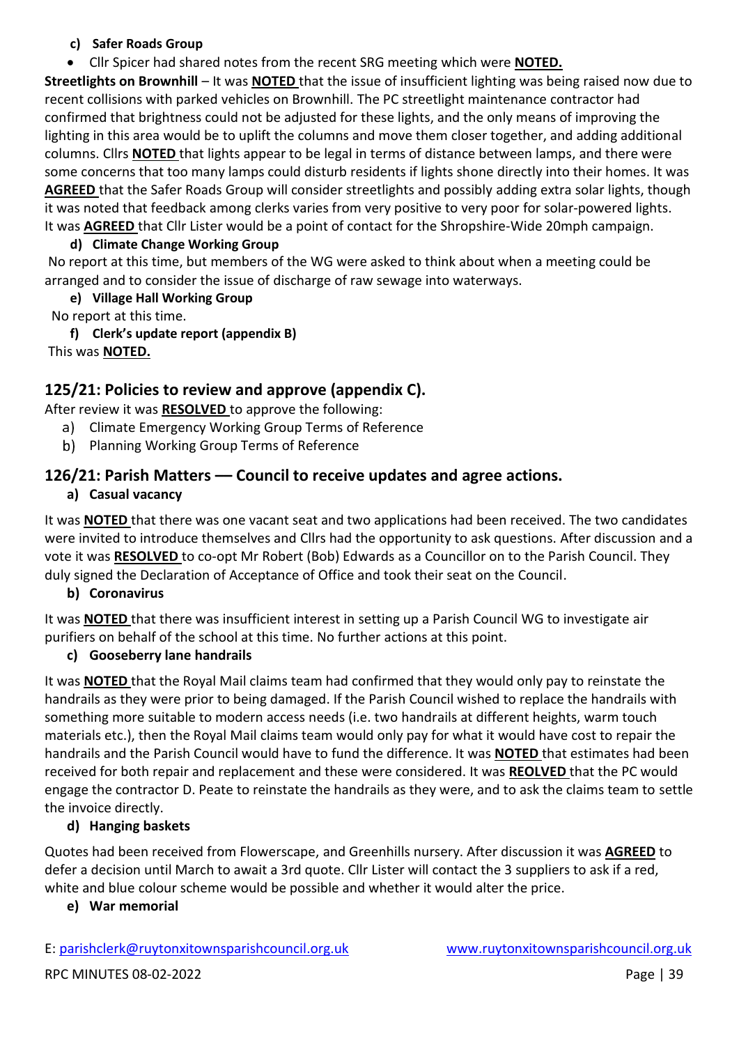**c) Safer Roads Group**

- Cllr Spicer had shared notes from the recent SRG meeting which were **NOTED.**

**Streetlights on Brownhill** – It was **NOTED** that the issue of insufficient lighting was being raised now due to recent collisions with parked vehicles on Brownhill. The PC streetlight maintenance contractor had confirmed that brightness could not be adjusted for these lights, and the only means of improving the lighting in this area would be to uplift the columns and move them closer together, and adding additional columns. Cllrs **NOTED** that lights appear to be legal in terms of distance between lamps, and there were some concerns that too many lamps could disturb residents if lights shone directly into their homes. It was **AGREED** that the Safer Roads Group will consider streetlights and possibly adding extra solar lights, though it was noted that feedback among clerks varies from very positive to very poor for solar-powered lights. It was **AGREED** that Cllr Lister would be a point of contact for the Shropshire-Wide 20mph campaign.

**d) Climate Change Working Group**

No report at this time, but members of the WG were asked to think about when a meeting could be arranged and to consider the issue of discharge of raw sewage into waterways.

**e) Village Hall Working Group**

No report at this time.

**f) Clerk's update report (appendix B)**

This was **NOTED.**

## 125/21: Policies to review and approve (appendix C).

After review it was **RESOLVED** to approve the following:

a) Climate Emergency Working Group Terms of Reference
b) Planning Working Group Terms of Reference

## 126/21: Parish Matters –– Council to receive updates and agree actions.

**a) Casual vacancy**

It was **NOTED** that there was one vacant seat and two applications had been received. The two candidates were invited to introduce themselves and Cllrs had the opportunity to ask questions. After discussion and a vote it was **RESOLVED** to co-opt Mr Robert (Bob) Edwards as a Councillor on to the Parish Council. They duly signed the Declaration of Acceptance of Office and took their seat on the Council.

**b) Coronavirus**

It was **NOTED** that there was insufficient interest in setting up a Parish Council WG to investigate air purifiers on behalf of the school at this time. No further actions at this point.

**c) Gooseberry lane handrails**

It was **NOTED** that the Royal Mail claims team had confirmed that they would only pay to reinstate the handrails as they were prior to being damaged. If the Parish Council wished to replace the handrails with something more suitable to modern access needs (i.e. two handrails at different heights, warm touch materials etc.), then the Royal Mail claims team would only pay for what it would have cost to repair the handrails and the Parish Council would have to fund the difference. It was **NOTED** that estimates had been received for both repair and replacement and these were considered. It was **REOLVED** that the PC would engage the contractor D. Peate to reinstate the handrails as they were, and to ask the claims team to settle the invoice directly.

**d) Hanging baskets**

Quotes had been received from Flowerscape, and Greenhills nursery. After discussion it was **AGREED** to defer a decision until March to await a 3rd quote. Cllr Lister will contact the 3 suppliers to ask if a red, white and blue colour scheme would be possible and whether it would alter the price.

**e) War memorial**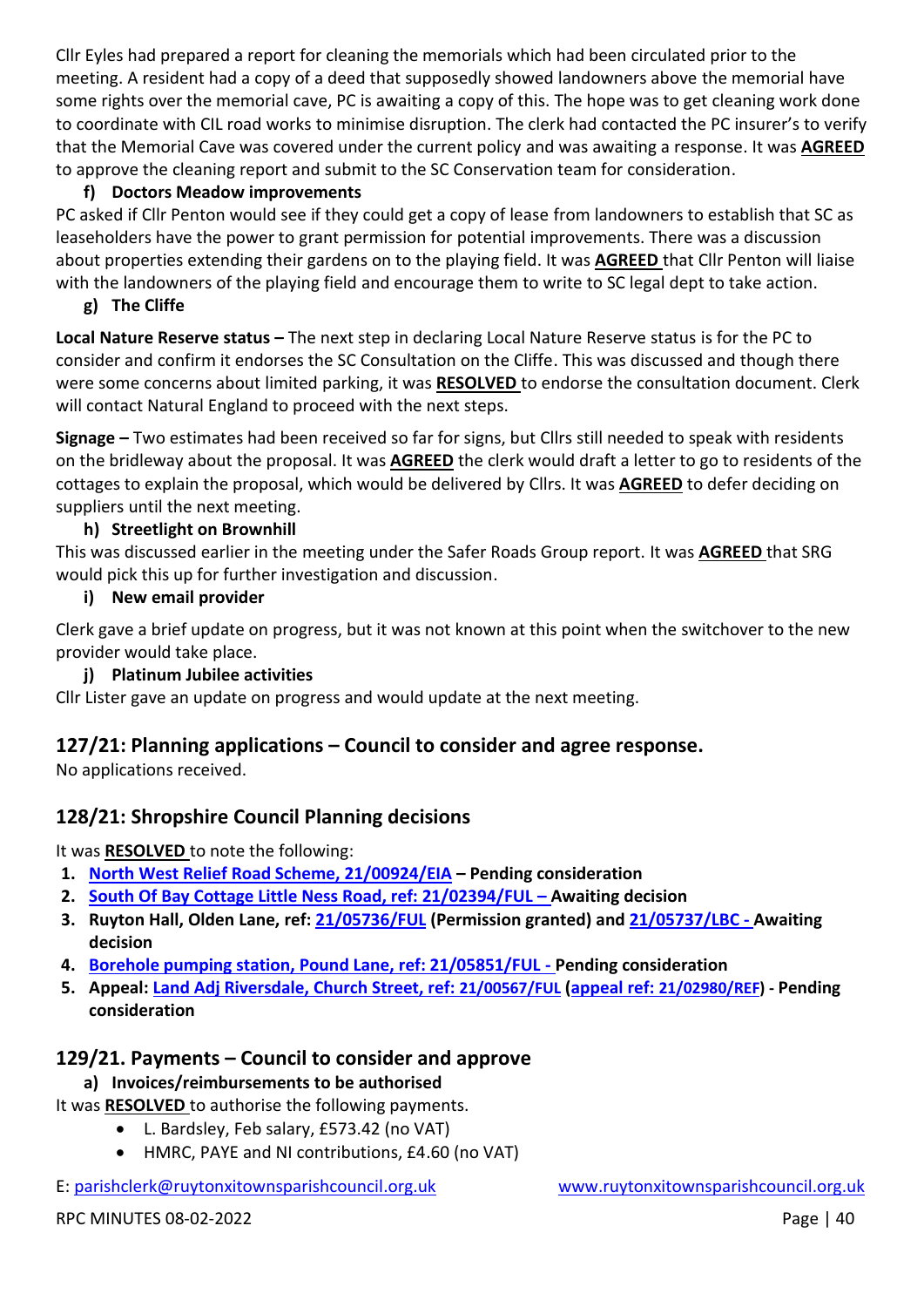Cllr Eyles had prepared a report for cleaning the memorials which had been circulated prior to the meeting. A resident had a copy of a deed that supposedly showed landowners above the memorial have some rights over the memorial cave, PC is awaiting a copy of this. The hope was to get cleaning work done to coordinate with CIL road works to minimise disruption. The clerk had contacted the PC insurer's to verify that the Memorial Cave was covered under the current policy and was awaiting a response. It was **AGREED** to approve the cleaning report and submit to the SC Conservation team for consideration.

**f) Doctors Meadow improvements**

PC asked if Cllr Penton would see if they could get a copy of lease from landowners to establish that SC as leaseholders have the power to grant permission for potential improvements. There was a discussion about properties extending their gardens on to the playing field. It was **AGREED** that Cllr Penton will liaise with the landowners of the playing field and encourage them to write to SC legal dept to take action.

**g) The Cliffe**

**Local Nature Reserve status –** The next step in declaring Local Nature Reserve status is for the PC to consider and confirm it endorses the SC Consultation on the Cliffe. This was discussed and though there were some concerns about limited parking, it was **RESOLVED** to endorse the consultation document. Clerk will contact Natural England to proceed with the next steps.

**Signage –** Two estimates had been received so far for signs, but Cllrs still needed to speak with residents on the bridleway about the proposal. It was **AGREED** the clerk would draft a letter to go to residents of the cottages to explain the proposal, which would be delivered by Cllrs. It was **AGREED** to defer deciding on suppliers until the next meeting.

**h) Streetlight on Brownhill**

This was discussed earlier in the meeting under the Safer Roads Group report. It was **AGREED** that SRG would pick this up for further investigation and discussion.

**i) New email provider**

Clerk gave a brief update on progress, but it was not known at this point when the switchover to the new provider would take place.

**j) Platinum Jubilee activities**

Cllr Lister gave an update on progress and would update at the next meeting.

## 127/21: Planning applications – Council to consider and agree response.

No applications received.

## 128/21: Shropshire Council Planning decisions

It was **RESOLVED** to note the following:

1. **North West Relief Road Scheme, 21/00924/EIA – Pending consideration**
2. **South Of Bay Cottage Little Ness Road, ref: 21/02394/FUL – Awaiting decision**
3. **Ruyton Hall, Olden Lane, ref: 21/05736/FUL (Permission granted) and 21/05737/LBC - Awaiting decision**
4. **Borehole pumping station, Pound Lane, ref: 21/05851/FUL - Pending consideration**
5. **Appeal: Land Adj Riversdale, Church Street, ref: 21/00567/FUL (appeal ref: 21/02980/REF) - Pending consideration**

## 129/21. Payments – Council to consider and approve

**a) Invoices/reimbursements to be authorised**

It was **RESOLVED** to authorise the following payments.

- L. Bardsley, Feb salary, £573.42 (no VAT)
- HMRC, PAYE and NI contributions, £4.60 (no VAT)

E: parishclerk@ruytonxitownsparishcouncil.org.uk www.ruytonxitownsparishcouncil.org.uk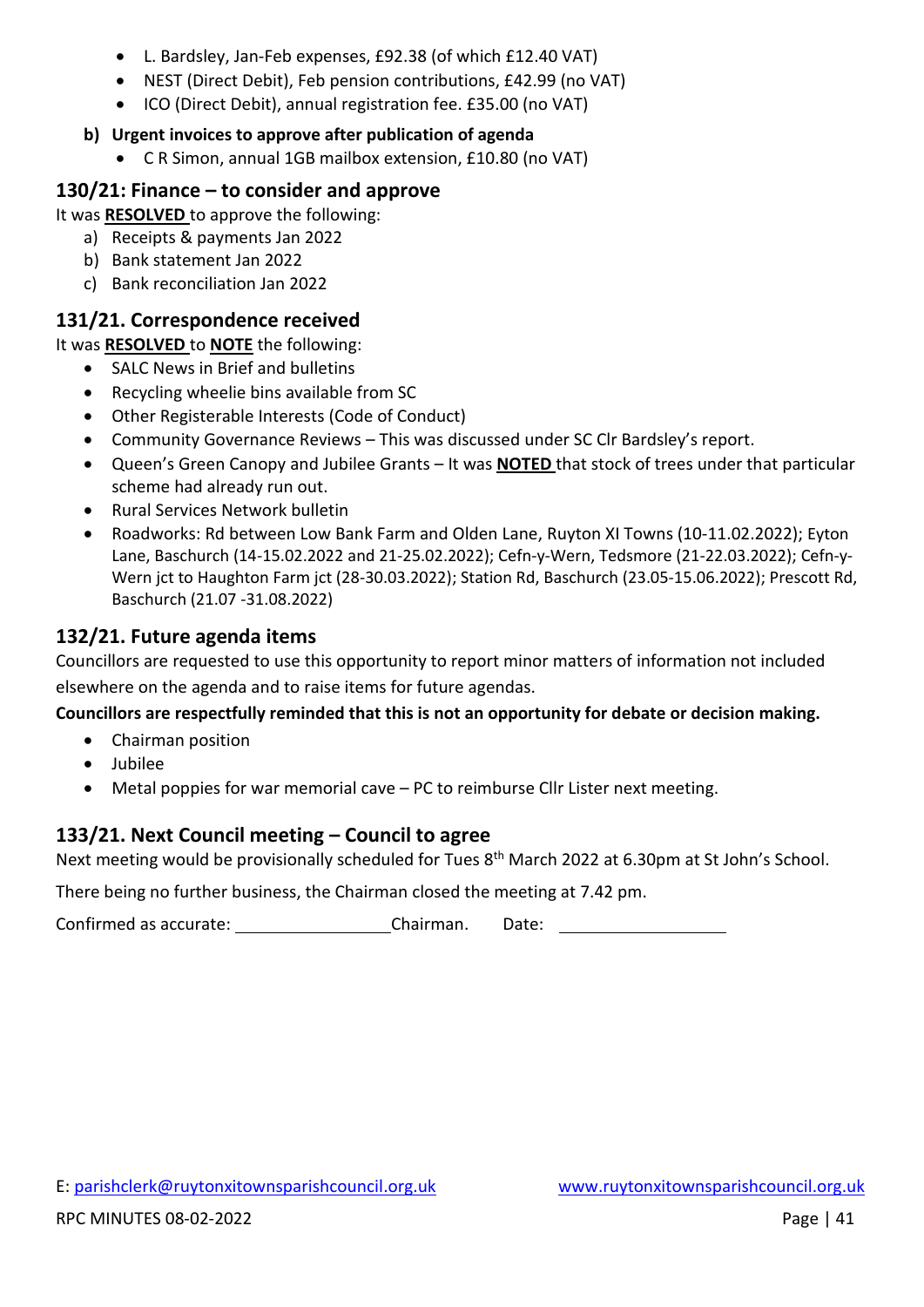- L. Bardsley, Jan-Feb expenses, £92.38 (of which £12.40 VAT)
- NEST (Direct Debit), Feb pension contributions, £42.99 (no VAT)
- ICO (Direct Debit), annual registration fee. £35.00 (no VAT)

**b) Urgent invoices to approve after publication of agenda**

- C R Simon, annual 1GB mailbox extension, £10.80 (no VAT)

## 130/21: Finance – to consider and approve

It was **RESOLVED** to approve the following:

a) Receipts & payments Jan 2022
b) Bank statement Jan 2022
c) Bank reconciliation Jan 2022

## 131/21. Correspondence received

It was **RESOLVED** to **NOTE** the following:

- SALC News in Brief and bulletins
- Recycling wheelie bins available from SC
- Other Registerable Interests (Code of Conduct)
- Community Governance Reviews – This was discussed under SC Clr Bardsley's report.
- Queen's Green Canopy and Jubilee Grants – It was **NOTED** that stock of trees under that particular scheme had already run out.
- Rural Services Network bulletin
- Roadworks: Rd between Low Bank Farm and Olden Lane, Ruyton XI Towns (10-11.02.2022); Eyton Lane, Baschurch (14-15.02.2022 and 21-25.02.2022); Cefn-y-Wern, Tedsmore (21-22.03.2022); Cefn-y-Wern jct to Haughton Farm jct (28-30.03.2022); Station Rd, Baschurch (23.05-15.06.2022); Prescott Rd, Baschurch (21.07 -31.08.2022)

## 132/21. Future agenda items

Councillors are requested to use this opportunity to report minor matters of information not included elsewhere on the agenda and to raise items for future agendas.

**Councillors are respectfully reminded that this is not an opportunity for debate or decision making.**

- Chairman position
- Jubilee
- Metal poppies for war memorial cave – PC to reimburse Cllr Lister next meeting.

## 133/21. Next Council meeting – Council to agree

Next meeting would be provisionally scheduled for Tues 8th March 2022 at 6.30pm at St John's School.

There being no further business, the Chairman closed the meeting at 7.42 pm.

Confirmed as accurate: ________________ Chairman. Date: ________________